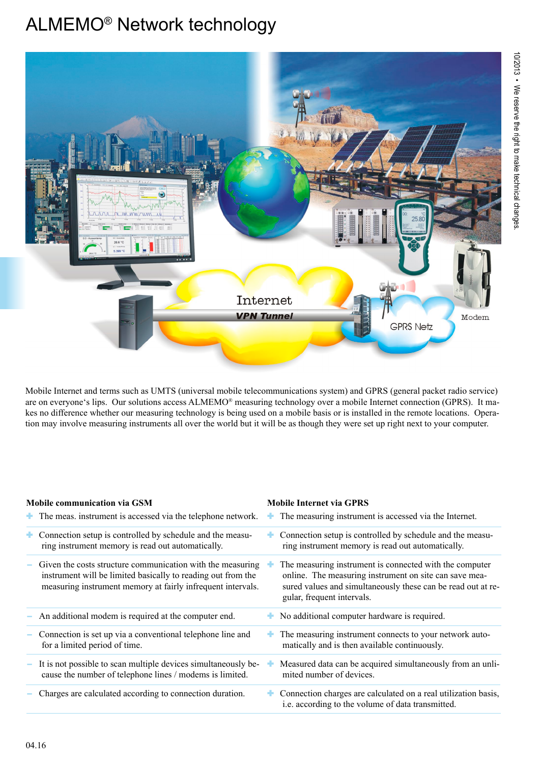# ALMEMO® Network technology

Mobile Internet and terms such as UMTS (universal mobile telecommunications system) and GPRS (general packet radio service) are on everyone's lips. Our solutions access ALMEMO® measuring technology over a mobile Internet connection (GPRS). It makes no difference whether our measuring technology is being used on a mobile basis or is installed in the remote locations. Operation may involve measuring instruments all over the world but it will be as though they were set up right next to your computer.

| Mobile communication via GSM | Mobile Internet via GPRS |
|---|---|
| + The meas. instrument is accessed via the telephone network. | + The measuring instrument is accessed via the Internet. |
| + Connection setup is controlled by schedule and the measuring instrument memory is read out automatically. | + Connection setup is controlled by schedule and the measuring instrument memory is read out automatically. |
| – Given the costs structure communication with the measuring instrument will be limited basically to reading out from the measuring instrument memory at fairly infrequent intervals. | + The measuring instrument is connected with the computer online. The measuring instrument on site can save measured values and simultaneously these can be read out at regular, frequent intervals. |
| – An additional modem is required at the computer end. | + No additional computer hardware is required. |
| – Connection is set up via a conventional telephone line and for a limited period of time. | + The measuring instrument connects to your network automatically and is then available continuously. |
| – It is not possible to scan multiple devices simultaneously because the number of telephone lines / modems is limited. | + Measured data can be acquired simultaneously from an unlimited number of devices. |
| – Charges are calculated according to connection duration. | + Connection charges are calculated on a real utilization basis, i.e. according to the volume of data transmitted. |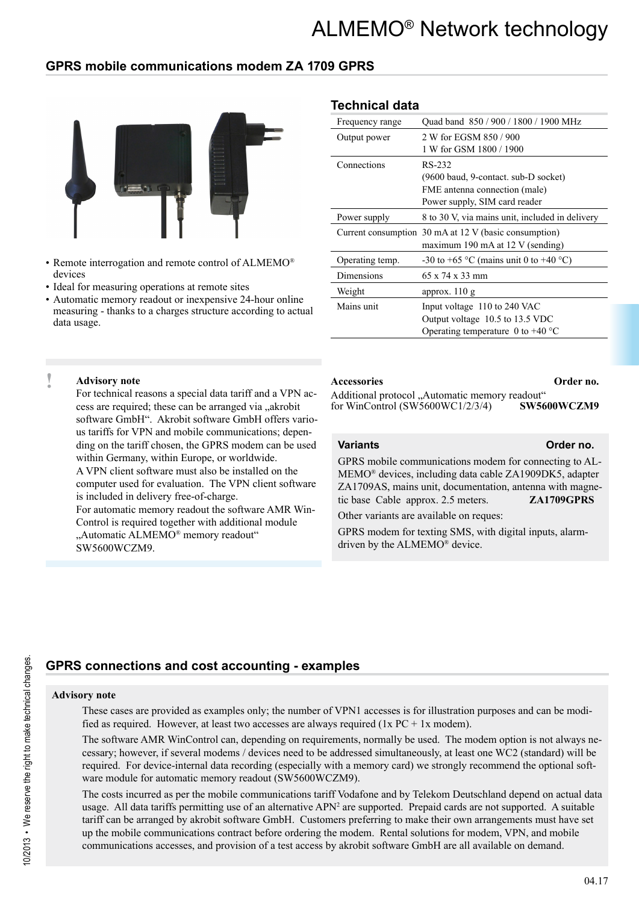# ALMEMO® Network technology

## GPRS mobile communications modem ZA 1709 GPRS

- Remote interrogation and remote control of ALMEMO® devices
- Ideal for measuring operations at remote sites
- Automatic memory readout or inexpensive 24-hour online measuring - thanks to a charges structure according to actual data usage.

### Technical data

| | |
|---|---|
| Frequency range | Quad band 850 / 900 / 1800 / 1900 MHz |
| Output power | 2 W for EGSM 850 / 900<br>1 W for GSM 1800 / 1900 |
| Connections | RS-232<br>(9600 baud, 9-contact. sub-D socket)<br>FME antenna connection (male)<br>Power supply, SIM card reader |
| Power supply | 8 to 30 V, via mains unit, included in delivery |
| Current consumption | 30 mA at 12 V (basic consumption)<br>maximum 190 mA at 12 V (sending) |
| Operating temp. | -30 to +65 °C (mains unit 0 to +40 °C) |
| Dimensions | 65 x 74 x 33 mm |
| Weight | approx. 110 g |
| Mains unit | Input voltage 110 to 240 VAC<br>Output voltage 10.5 to 13.5 VDC<br>Operating temperature 0 to +40 °C |

**Advisory note**

For technical reasons a special data tariff and a VPN access are required; these can be arranged via „akrobit software GmbH“. Akrobit software GmbH offers various tariffs for VPN and mobile communications; depending on the tariff chosen, the GPRS modem can be used within Germany, within Europe, or worldwide.
A VPN client software must also be installed on the computer used for evaluation. The VPN client software is included in delivery free-of-charge.
For automatic memory readout the software AMR WinControl is required together with additional module „Automatic ALMEMO® memory readout“ SW5600WCZM9.

| Accessories | Order no. |
|---|---|
| Additional protocol „Automatic memory readout“ for WinControl (SW5600WC1/2/3/4) | **SW5600WCZM9** |

| Variants | Order no. |
|---|---|
| GPRS mobile communications modem for connecting to ALMEMO® devices, including data cable ZA1909DK5, adapter ZA1709AS, mains unit, documentation, antenna with magnetic base Cable approx. 2.5 meters. | **ZA1709GPRS** |

Other variants are available on reques:

GPRS modem for texting SMS, with digital inputs, alarm-driven by the ALMEMO® device.

## GPRS connections and cost accounting - examples

**Advisory note**

These cases are provided as examples only; the number of VPN1 accesses is for illustration purposes and can be modified as required. However, at least two accesses are always required (1x PC + 1x modem).

The software AMR WinControl can, depending on requirements, normally be used. The modem option is not always necessary; however, if several modems / devices need to be addressed simultaneously, at least one WC2 (standard) will be required. For device-internal data recording (especially with a memory card) we strongly recommend the optional software module for automatic memory readout (SW5600WCZM9).

The costs incurred as per the mobile communications tariff Vodafone and by Telekom Deutschland depend on actual data usage. All data tariffs permitting use of an alternative APN[2] are supported. Prepaid cards are not supported. A suitable tariff can be arranged by akrobit software GmbH. Customers preferring to make their own arrangements must have set up the mobile communications contract before ordering the modem. Rental solutions for modem, VPN, and mobile communications accesses, and provision of a test access by akrobit software GmbH are all available on demand.

10/2013 • We reserve the right to make technical changes.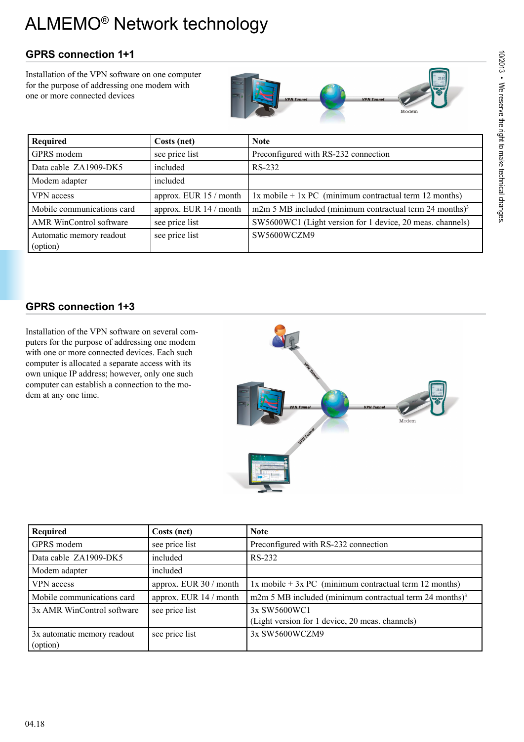# ALMEMO® Network technology

## GPRS connection 1+1

Installation of the VPN software on one computer for the purpose of addressing one modem with one or more connected devices

| Required | Costs (net) | Note |
|---|---|---|
| GPRS modem | see price list | Preconfigured with RS-232 connection |
| Data cable ZA1909-DK5 | included | RS-232 |
| Modem adapter | included | |
| VPN access | approx. EUR 15 / month | 1x mobile + 1x PC (minimum contractual term 12 months) |
| Mobile communications card | approx. EUR 14 / month | m2m 5 MB included (minimum contractual term 24 months)[3] |
| AMR WinControl software | see price list | SW5600WC1 (Light version for 1 device, 20 meas. channels) |
| Automatic memory readout (option) | see price list | SW5600WCZM9 |

## GPRS connection 1+3

Installation of the VPN software on several computers for the purpose of addressing one modem with one or more connected devices. Each such computer is allocated a separate access with its own unique IP address; however, only one such computer can establish a connection to the modem at any one time.

| Required | Costs (net) | Note |
|---|---|---|
| GPRS modem | see price list | Preconfigured with RS-232 connection |
| Data cable ZA1909-DK5 | included | RS-232 |
| Modem adapter | included | |
| VPN access | approx. EUR 30 / month | 1x mobile + 3x PC (minimum contractual term 12 months) |
| Mobile communications card | approx. EUR 14 / month | m2m 5 MB included (minimum contractual term 24 months)[3] |
| 3x AMR WinControl software | see price list | 3x SW5600WC1 (Light version for 1 device, 20 meas. channels) |
| 3x automatic memory readout (option) | see price list | 3x SW5600WCZM9 |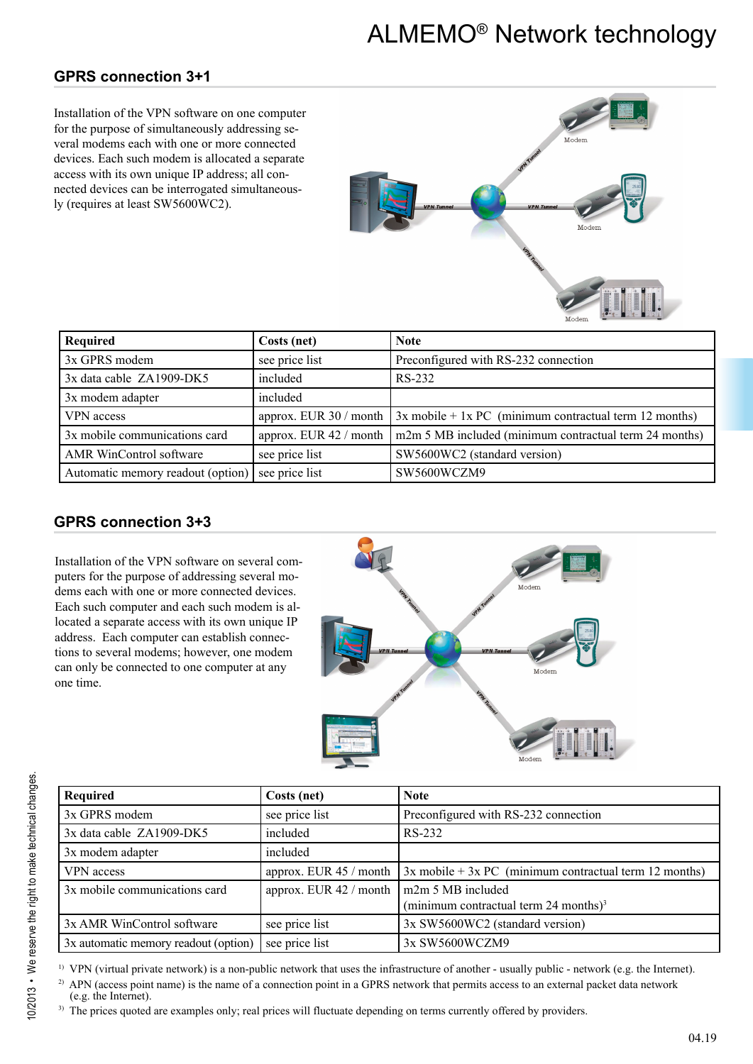# ALMEMO® Network technology

## GPRS connection 3+1

Installation of the VPN software on one computer for the purpose of simultaneously addressing several modems each with one or more connected devices. Each such modem is allocated a separate access with its own unique IP address; all connected devices can be interrogated simultaneously (requires at least SW5600WC2).

VPN Tunnel
VPN Tunnel
VPN Tunnel
VPN Tunnel
Modem
Modem
Modem

| Required | Costs (net) | Note |
|---|---|---|
| 3x GPRS modem | see price list | Preconfigured with RS-232 connection |
| 3x data cable ZA1909-DK5 | included | RS-232 |
| 3x modem adapter | included | |
| VPN access | approx. EUR 30 / month | 3x mobile + 1x PC (minimum contractual term 12 months) |
| 3x mobile communications card | approx. EUR 42 / month | m2m 5 MB included (minimum contractual term 24 months) |
| AMR WinControl software | see price list | SW5600WC2 (standard version) |
| Automatic memory readout (option) | see price list | SW5600WCZM9 |

## GPRS connection 3+3

Installation of the VPN software on several computers for the purpose of addressing several modems each with one or more connected devices. Each such computer and each such modem is allocated a separate access with its own unique IP address. Each computer can establish connections to several modems; however, one modem can only be connected to one computer at any one time.

VPN Tunnel
VPN Tunnel
VPN Tunnel
VPN Tunnel
VPN Tunnel
VPN Tunnel
Modem
Modem
Modem

| Required | Costs (net) | Note |
|---|---|---|
| 3x GPRS modem | see price list | Preconfigured with RS-232 connection |
| 3x data cable ZA1909-DK5 | included | RS-232 |
| 3x modem adapter | included | |
| VPN access | approx. EUR 45 / month | 3x mobile + 3x PC (minimum contractual term 12 months) |
| 3x mobile communications card | approx. EUR 42 / month | m2m 5 MB included (minimum contractual term 24 months)[3] |
| 3x AMR WinControl software | see price list | 3x SW5600WC2 (standard version) |
| 3x automatic memory readout (option) | see price list | 3x SW5600WCZM9 |

[1] VPN (virtual private network) is a non-public network that uses the infrastructure of another - usually public - network (e.g. the Internet).

[2] APN (access point name) is the name of a connection point in a GPRS network that permits access to an external packet data network (e.g. the Internet).

[3] The prices quoted are examples only; real prices will fluctuate depending on terms currently offered by providers.

10/2013 • We reserve the right to make technical changes.